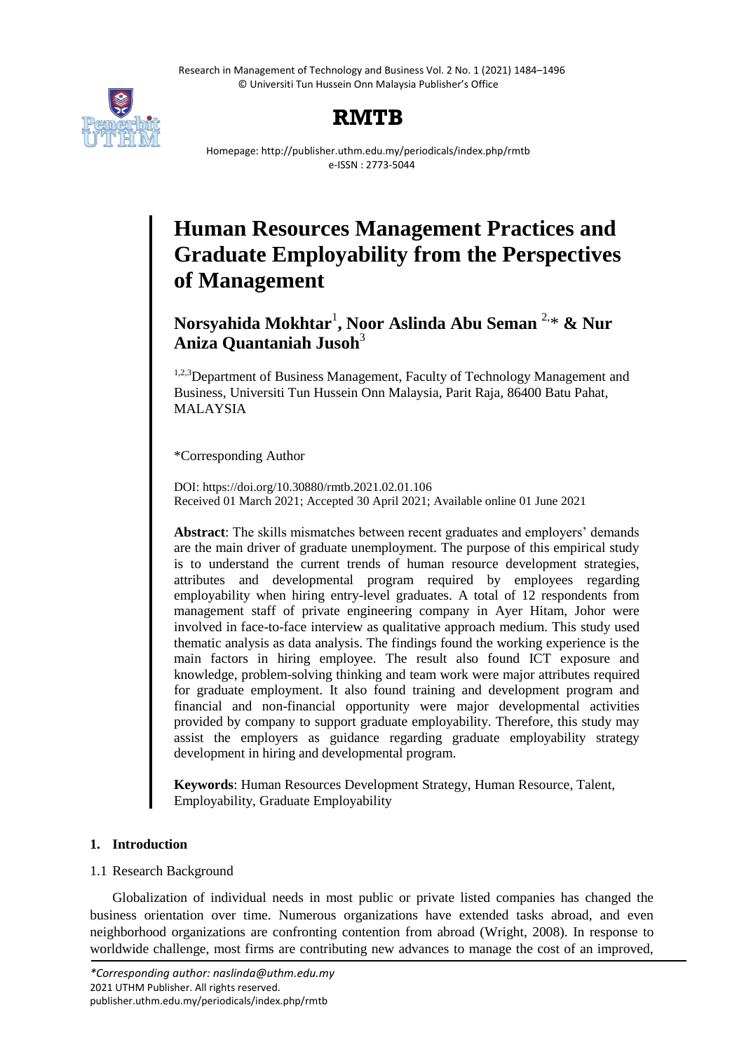# Human Resources Management Practices and Graduate Employability from the Perspectives of Management

**Norsyahida Mokhtar**[1]**, Noor Aslinda Abu Seman** [2,]* **& Nur Aniza Quantaniah Jusoh**[3]

[1,2,3]Department of Business Management, Faculty of Technology Management and Business, Universiti Tun Hussein Onn Malaysia, Parit Raja, 86400 Batu Pahat, MALAYSIA

*Corresponding Author

DOI: https://doi.org/10.30880/rmtb.2021.02.01.106
Received 01 March 2021; Accepted 30 April 2021; Available online 01 June 2021

**Abstract**: The skills mismatches between recent graduates and employers' demands are the main driver of graduate unemployment. The purpose of this empirical study is to understand the current trends of human resource development strategies, attributes and developmental program required by employees regarding employability when hiring entry-level graduates. A total of 12 respondents from management staff of private engineering company in Ayer Hitam, Johor were involved in face-to-face interview as qualitative approach medium. This study used thematic analysis as data analysis. The findings found the working experience is the main factors in hiring employee. The result also found ICT exposure and knowledge, problem-solving thinking and team work were major attributes required for graduate employment. It also found training and development program and financial and non-financial opportunity were major developmental activities provided by company to support graduate employability. Therefore, this study may assist the employers as guidance regarding graduate employability strategy development in hiring and developmental program.

**Keywords**: Human Resources Development Strategy, Human Resource, Talent, Employability, Graduate Employability

## 1. Introduction

### 1.1 Research Background

Globalization of individual needs in most public or private listed companies has changed the business orientation over time. Numerous organizations have extended tasks abroad, and even neighborhood organizations are confronting contention from abroad (Wright, 2008). In response to worldwide challenge, most firms are contributing new advances to manage the cost of an improved,

*\*Corresponding author: naslinda@uthm.edu.my*
2021 UTHM Publisher. All rights reserved.
publisher.uthm.edu.my/periodicals/index.php/rmtb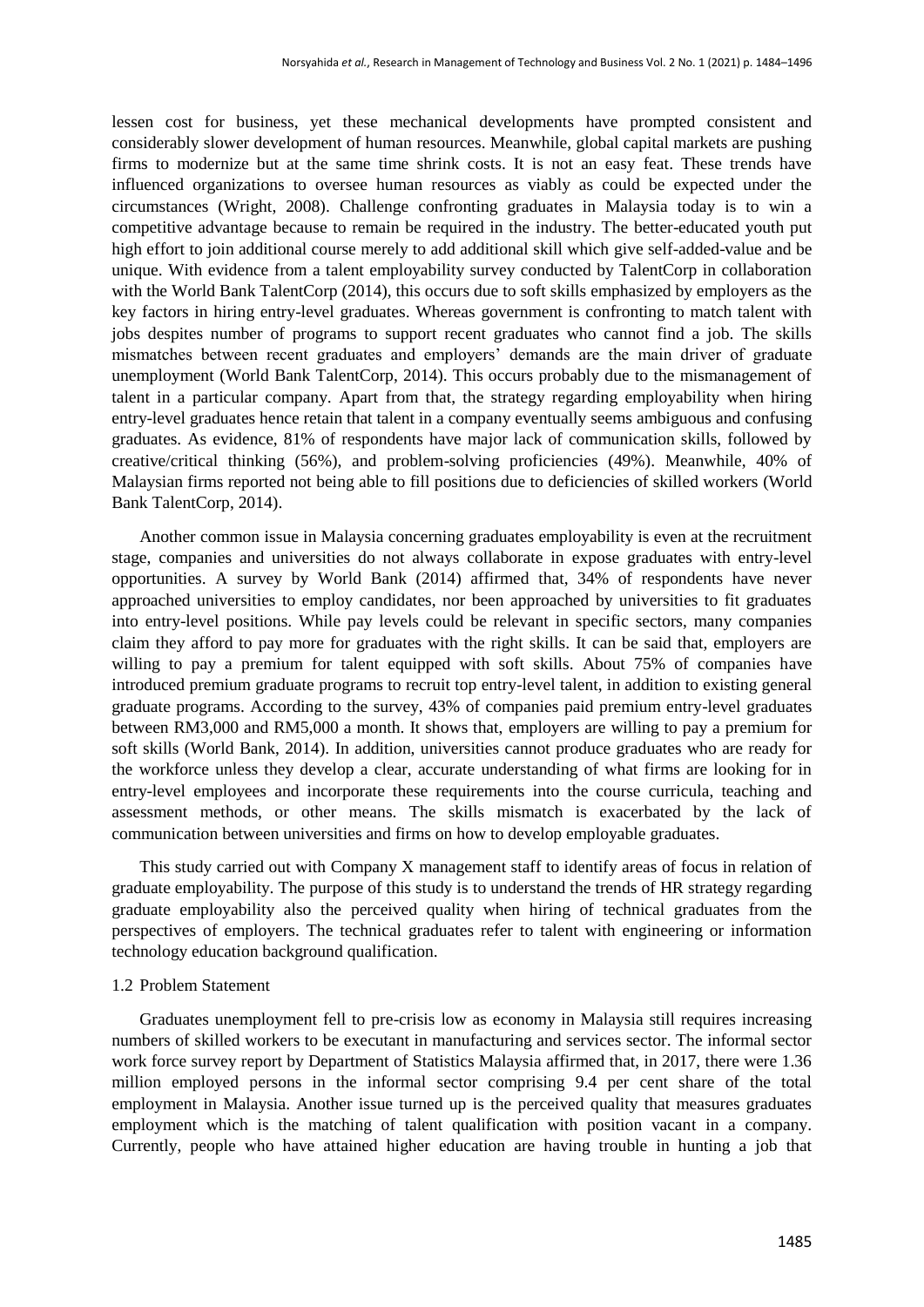lessen cost for business, yet these mechanical developments have prompted consistent and considerably slower development of human resources. Meanwhile, global capital markets are pushing firms to modernize but at the same time shrink costs. It is not an easy feat. These trends have influenced organizations to oversee human resources as viably as could be expected under the circumstances (Wright, 2008). Challenge confronting graduates in Malaysia today is to win a competitive advantage because to remain be required in the industry. The better-educated youth put high effort to join additional course merely to add additional skill which give self-added-value and be unique. With evidence from a talent employability survey conducted by TalentCorp in collaboration with the World Bank TalentCorp (2014), this occurs due to soft skills emphasized by employers as the key factors in hiring entry-level graduates. Whereas government is confronting to match talent with jobs despites number of programs to support recent graduates who cannot find a job. The skills mismatches between recent graduates and employers' demands are the main driver of graduate unemployment (World Bank TalentCorp, 2014). This occurs probably due to the mismanagement of talent in a particular company. Apart from that, the strategy regarding employability when hiring entry-level graduates hence retain that talent in a company eventually seems ambiguous and confusing graduates. As evidence, 81% of respondents have major lack of communication skills, followed by creative/critical thinking (56%), and problem-solving proficiencies (49%). Meanwhile, 40% of Malaysian firms reported not being able to fill positions due to deficiencies of skilled workers (World Bank TalentCorp, 2014).

Another common issue in Malaysia concerning graduates employability is even at the recruitment stage, companies and universities do not always collaborate in expose graduates with entry-level opportunities. A survey by World Bank (2014) affirmed that, 34% of respondents have never approached universities to employ candidates, nor been approached by universities to fit graduates into entry-level positions. While pay levels could be relevant in specific sectors, many companies claim they afford to pay more for graduates with the right skills. It can be said that, employers are willing to pay a premium for talent equipped with soft skills. About 75% of companies have introduced premium graduate programs to recruit top entry-level talent, in addition to existing general graduate programs. According to the survey, 43% of companies paid premium entry-level graduates between RM3,000 and RM5,000 a month. It shows that, employers are willing to pay a premium for soft skills (World Bank, 2014). In addition, universities cannot produce graduates who are ready for the workforce unless they develop a clear, accurate understanding of what firms are looking for in entry-level employees and incorporate these requirements into the course curricula, teaching and assessment methods, or other means. The skills mismatch is exacerbated by the lack of communication between universities and firms on how to develop employable graduates.

This study carried out with Company X management staff to identify areas of focus in relation of graduate employability. The purpose of this study is to understand the trends of HR strategy regarding graduate employability also the perceived quality when hiring of technical graduates from the perspectives of employers. The technical graduates refer to talent with engineering or information technology education background qualification.

### 1.2 Problem Statement

Graduates unemployment fell to pre-crisis low as economy in Malaysia still requires increasing numbers of skilled workers to be executant in manufacturing and services sector. The informal sector work force survey report by Department of Statistics Malaysia affirmed that, in 2017, there were 1.36 million employed persons in the informal sector comprising 9.4 per cent share of the total employment in Malaysia. Another issue turned up is the perceived quality that measures graduates employment which is the matching of talent qualification with position vacant in a company. Currently, people who have attained higher education are having trouble in hunting a job that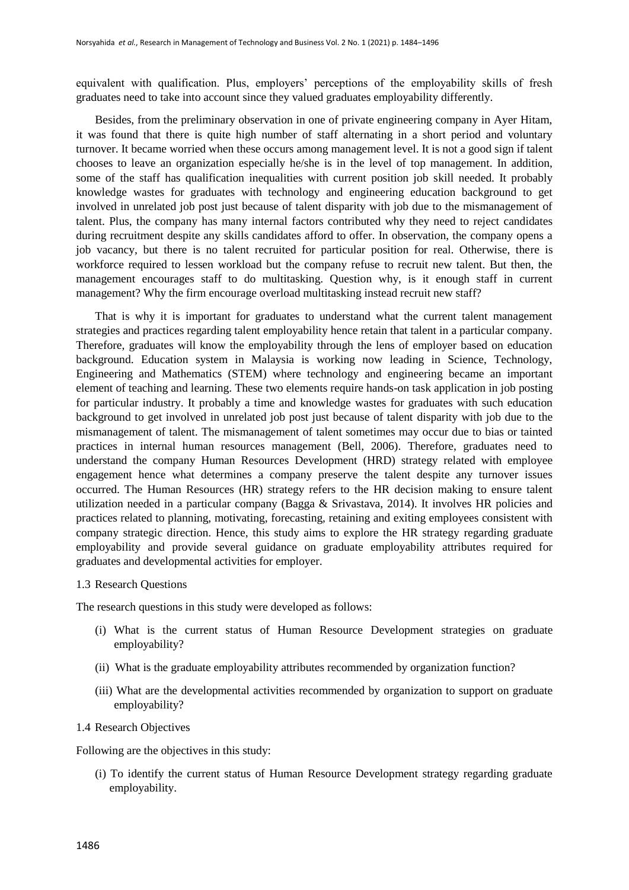equivalent with qualification. Plus, employers' perceptions of the employability skills of fresh graduates need to take into account since they valued graduates employability differently.

Besides, from the preliminary observation in one of private engineering company in Ayer Hitam, it was found that there is quite high number of staff alternating in a short period and voluntary turnover. It became worried when these occurs among management level. It is not a good sign if talent chooses to leave an organization especially he/she is in the level of top management. In addition, some of the staff has qualification inequalities with current position job skill needed. It probably knowledge wastes for graduates with technology and engineering education background to get involved in unrelated job post just because of talent disparity with job due to the mismanagement of talent. Plus, the company has many internal factors contributed why they need to reject candidates during recruitment despite any skills candidates afford to offer. In observation, the company opens a job vacancy, but there is no talent recruited for particular position for real. Otherwise, there is workforce required to lessen workload but the company refuse to recruit new talent. But then, the management encourages staff to do multitasking. Question why, is it enough staff in current management? Why the firm encourage overload multitasking instead recruit new staff?

That is why it is important for graduates to understand what the current talent management strategies and practices regarding talent employability hence retain that talent in a particular company. Therefore, graduates will know the employability through the lens of employer based on education background. Education system in Malaysia is working now leading in Science, Technology, Engineering and Mathematics (STEM) where technology and engineering became an important element of teaching and learning. These two elements require hands-on task application in job posting for particular industry. It probably a time and knowledge wastes for graduates with such education background to get involved in unrelated job post just because of talent disparity with job due to the mismanagement of talent. The mismanagement of talent sometimes may occur due to bias or tainted practices in internal human resources management (Bell, 2006). Therefore, graduates need to understand the company Human Resources Development (HRD) strategy related with employee engagement hence what determines a company preserve the talent despite any turnover issues occurred. The Human Resources (HR) strategy refers to the HR decision making to ensure talent utilization needed in a particular company (Bagga & Srivastava, 2014). It involves HR policies and practices related to planning, motivating, forecasting, retaining and exiting employees consistent with company strategic direction. Hence, this study aims to explore the HR strategy regarding graduate employability and provide several guidance on graduate employability attributes required for graduates and developmental activities for employer.

### 1.3 Research Questions

The research questions in this study were developed as follows:

(i) What is the current status of Human Resource Development strategies on graduate employability?

(ii) What is the graduate employability attributes recommended by organization function?

(iii) What are the developmental activities recommended by organization to support on graduate employability?

### 1.4 Research Objectives

Following are the objectives in this study:

(i) To identify the current status of Human Resource Development strategy regarding graduate employability.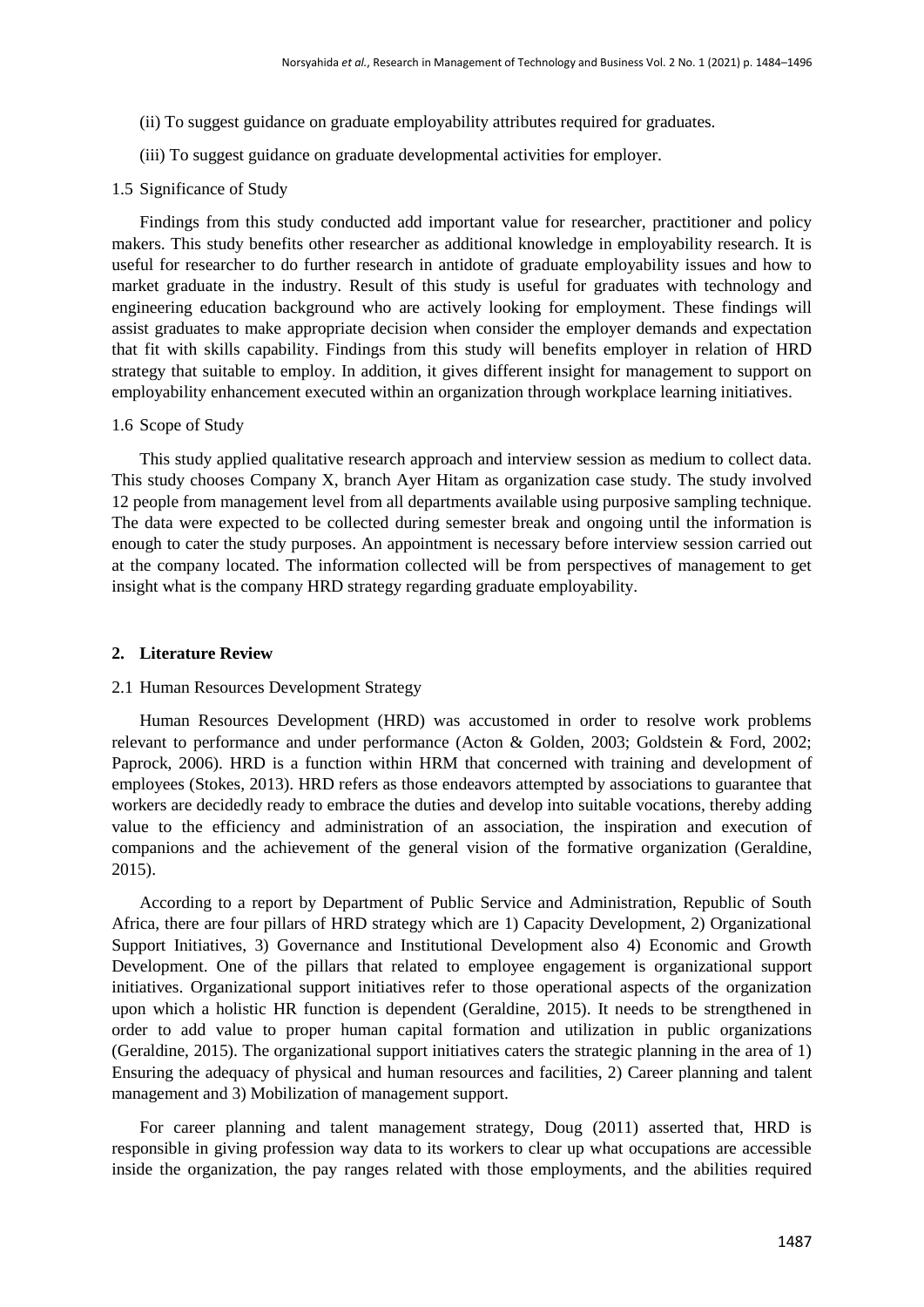(ii) To suggest guidance on graduate employability attributes required for graduates.

(iii) To suggest guidance on graduate developmental activities for employer.

### 1.5 Significance of Study

Findings from this study conducted add important value for researcher, practitioner and policy makers. This study benefits other researcher as additional knowledge in employability research. It is useful for researcher to do further research in antidote of graduate employability issues and how to market graduate in the industry. Result of this study is useful for graduates with technology and engineering education background who are actively looking for employment. These findings will assist graduates to make appropriate decision when consider the employer demands and expectation that fit with skills capability. Findings from this study will benefits employer in relation of HRD strategy that suitable to employ. In addition, it gives different insight for management to support on employability enhancement executed within an organization through workplace learning initiatives.

### 1.6 Scope of Study

This study applied qualitative research approach and interview session as medium to collect data. This study chooses Company X, branch Ayer Hitam as organization case study. The study involved 12 people from management level from all departments available using purposive sampling technique. The data were expected to be collected during semester break and ongoing until the information is enough to cater the study purposes. An appointment is necessary before interview session carried out at the company located. The information collected will be from perspectives of management to get insight what is the company HRD strategy regarding graduate employability.

## 2. Literature Review

### 2.1 Human Resources Development Strategy

Human Resources Development (HRD) was accustomed in order to resolve work problems relevant to performance and under performance (Acton & Golden, 2003; Goldstein & Ford, 2002; Paprock, 2006). HRD is a function within HRM that concerned with training and development of employees (Stokes, 2013). HRD refers as those endeavors attempted by associations to guarantee that workers are decidedly ready to embrace the duties and develop into suitable vocations, thereby adding value to the efficiency and administration of an association, the inspiration and execution of companions and the achievement of the general vision of the formative organization (Geraldine, 2015).

According to a report by Department of Public Service and Administration, Republic of South Africa, there are four pillars of HRD strategy which are 1) Capacity Development, 2) Organizational Support Initiatives, 3) Governance and Institutional Development also 4) Economic and Growth Development. One of the pillars that related to employee engagement is organizational support initiatives. Organizational support initiatives refer to those operational aspects of the organization upon which a holistic HR function is dependent (Geraldine, 2015). It needs to be strengthened in order to add value to proper human capital formation and utilization in public organizations (Geraldine, 2015). The organizational support initiatives caters the strategic planning in the area of 1) Ensuring the adequacy of physical and human resources and facilities, 2) Career planning and talent management and 3) Mobilization of management support.

For career planning and talent management strategy, Doug (2011) asserted that, HRD is responsible in giving profession way data to its workers to clear up what occupations are accessible inside the organization, the pay ranges related with those employments, and the abilities required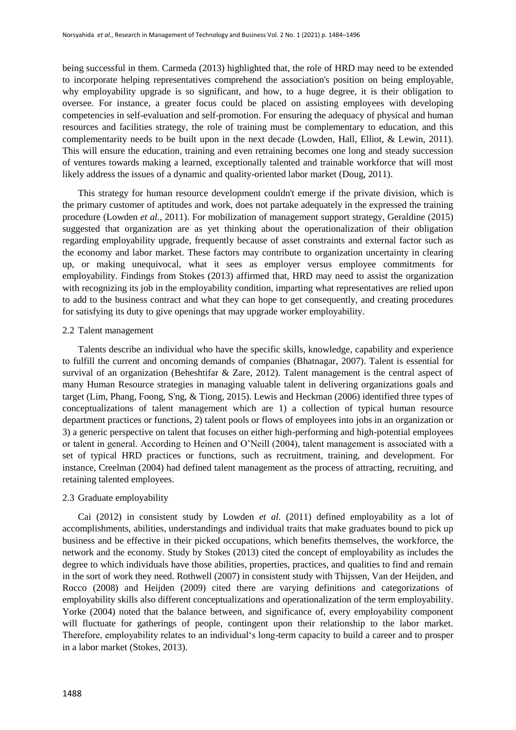being successful in them. Carmeda (2013) highlighted that, the role of HRD may need to be extended to incorporate helping representatives comprehend the association's position on being employable, why employability upgrade is so significant, and how, to a huge degree, it is their obligation to oversee. For instance, a greater focus could be placed on assisting employees with developing competencies in self-evaluation and self-promotion. For ensuring the adequacy of physical and human resources and facilities strategy, the role of training must be complementary to education, and this complementarity needs to be built upon in the next decade (Lowden, Hall, Elliot, & Lewin, 2011). This will ensure the education, training and even retraining becomes one long and steady succession of ventures towards making a learned, exceptionally talented and trainable workforce that will most likely address the issues of a dynamic and quality-oriented labor market (Doug, 2011).

This strategy for human resource development couldn't emerge if the private division, which is the primary customer of aptitudes and work, does not partake adequately in the expressed the training procedure (Lowden *et al.*, 2011). For mobilization of management support strategy, Geraldine (2015) suggested that organization are as yet thinking about the operationalization of their obligation regarding employability upgrade, frequently because of asset constraints and external factor such as the economy and labor market. These factors may contribute to organization uncertainty in clearing up, or making unequivocal, what it sees as employer versus employee commitments for employability. Findings from Stokes (2013) affirmed that, HRD may need to assist the organization with recognizing its job in the employability condition, imparting what representatives are relied upon to add to the business contract and what they can hope to get consequently, and creating procedures for satisfying its duty to give openings that may upgrade worker employability.

## 2.2 Talent management

Talents describe an individual who have the specific skills, knowledge, capability and experience to fulfill the current and oncoming demands of companies (Bhatnagar, 2007). Talent is essential for survival of an organization (Beheshtifar & Zare, 2012). Talent management is the central aspect of many Human Resource strategies in managing valuable talent in delivering organizations goals and target (Lim, Phang, Foong, S'ng, & Tiong, 2015). Lewis and Heckman (2006) identified three types of conceptualizations of talent management which are 1) a collection of typical human resource department practices or functions, 2) talent pools or flows of employees into jobs in an organization or 3) a generic perspective on talent that focuses on either high-performing and high-potential employees or talent in general. According to Heinen and O'Neill (2004), talent management is associated with a set of typical HRD practices or functions, such as recruitment, training, and development. For instance, Creelman (2004) had defined talent management as the process of attracting, recruiting, and retaining talented employees.

## 2.3 Graduate employability

Cai (2012) in consistent study by Lowden *et al.* (2011) defined employability as a lot of accomplishments, abilities, understandings and individual traits that make graduates bound to pick up business and be effective in their picked occupations, which benefits themselves, the workforce, the network and the economy. Study by Stokes (2013) cited the concept of employability as includes the degree to which individuals have those abilities, properties, practices, and qualities to find and remain in the sort of work they need. Rothwell (2007) in consistent study with Thijssen, Van der Heijden, and Rocco (2008) and Heijden (2009) cited there are varying definitions and categorizations of employability skills also different conceptualizations and operationalization of the term employability. Yorke (2004) noted that the balance between, and significance of, every employability component will fluctuate for gatherings of people, contingent upon their relationship to the labor market. Therefore, employability relates to an individual's long-term capacity to build a career and to prosper in a labor market (Stokes, 2013).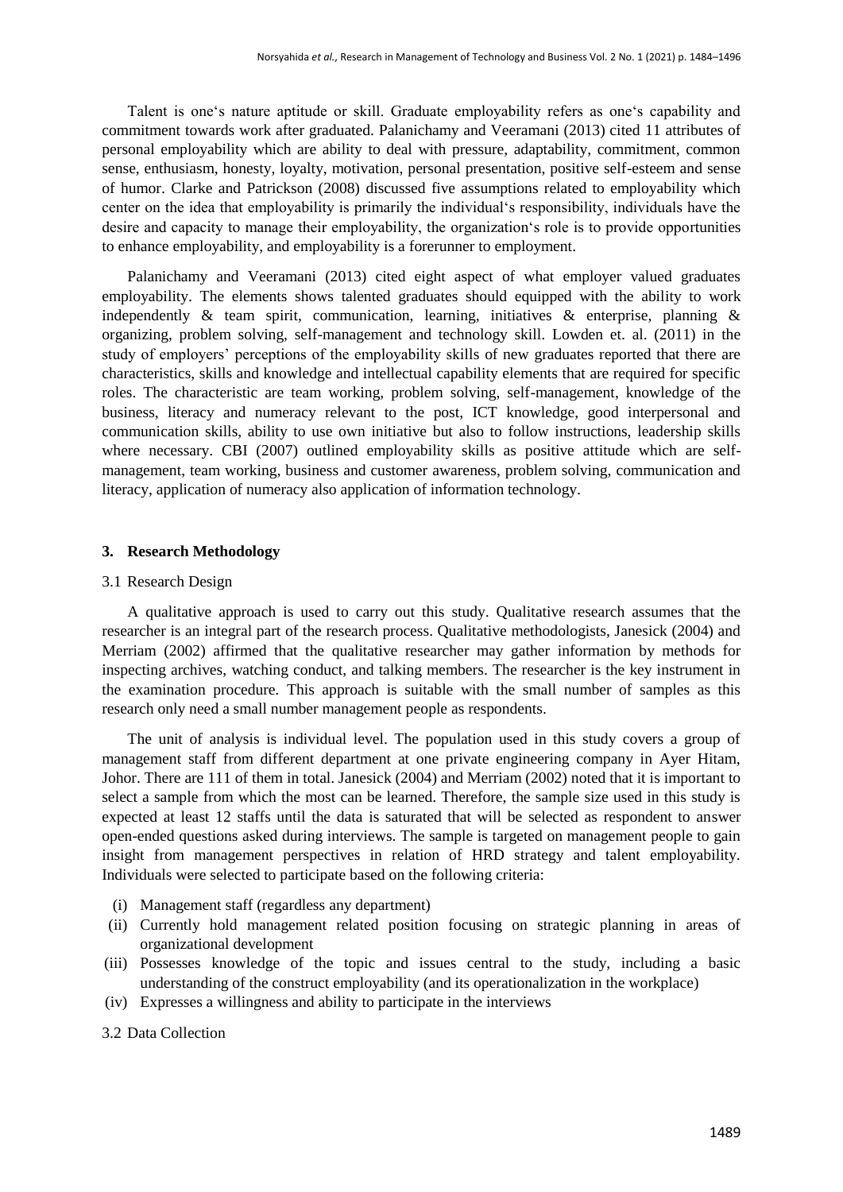Talent is one's nature aptitude or skill. Graduate employability refers as one's capability and commitment towards work after graduated. Palanichamy and Veeramani (2013) cited 11 attributes of personal employability which are ability to deal with pressure, adaptability, commitment, common sense, enthusiasm, honesty, loyalty, motivation, personal presentation, positive self-esteem and sense of humor. Clarke and Patrickson (2008) discussed five assumptions related to employability which center on the idea that employability is primarily the individual's responsibility, individuals have the desire and capacity to manage their employability, the organization's role is to provide opportunities to enhance employability, and employability is a forerunner to employment.

Palanichamy and Veeramani (2013) cited eight aspect of what employer valued graduates employability. The elements shows talented graduates should equipped with the ability to work independently & team spirit, communication, learning, initiatives & enterprise, planning & organizing, problem solving, self-management and technology skill. Lowden et. al. (2011) in the study of employers' perceptions of the employability skills of new graduates reported that there are characteristics, skills and knowledge and intellectual capability elements that are required for specific roles. The characteristic are team working, problem solving, self-management, knowledge of the business, literacy and numeracy relevant to the post, ICT knowledge, good interpersonal and communication skills, ability to use own initiative but also to follow instructions, leadership skills where necessary. CBI (2007) outlined employability skills as positive attitude which are self-management, team working, business and customer awareness, problem solving, communication and literacy, application of numeracy also application of information technology.

## 3. Research Methodology

### 3.1 Research Design

A qualitative approach is used to carry out this study. Qualitative research assumes that the researcher is an integral part of the research process. Qualitative methodologists, Janesick (2004) and Merriam (2002) affirmed that the qualitative researcher may gather information by methods for inspecting archives, watching conduct, and talking members. The researcher is the key instrument in the examination procedure. This approach is suitable with the small number of samples as this research only need a small number management people as respondents.

The unit of analysis is individual level. The population used in this study covers a group of management staff from different department at one private engineering company in Ayer Hitam, Johor. There are 111 of them in total. Janesick (2004) and Merriam (2002) noted that it is important to select a sample from which the most can be learned. Therefore, the sample size used in this study is expected at least 12 staffs until the data is saturated that will be selected as respondent to answer open-ended questions asked during interviews. The sample is targeted on management people to gain insight from management perspectives in relation of HRD strategy and talent employability. Individuals were selected to participate based on the following criteria:

- (i) Management staff (regardless any department)
- (ii) Currently hold management related position focusing on strategic planning in areas of organizational development
- (iii) Possesses knowledge of the topic and issues central to the study, including a basic understanding of the construct employability (and its operationalization in the workplace)
- (iv) Expresses a willingness and ability to participate in the interviews

### 3.2 Data Collection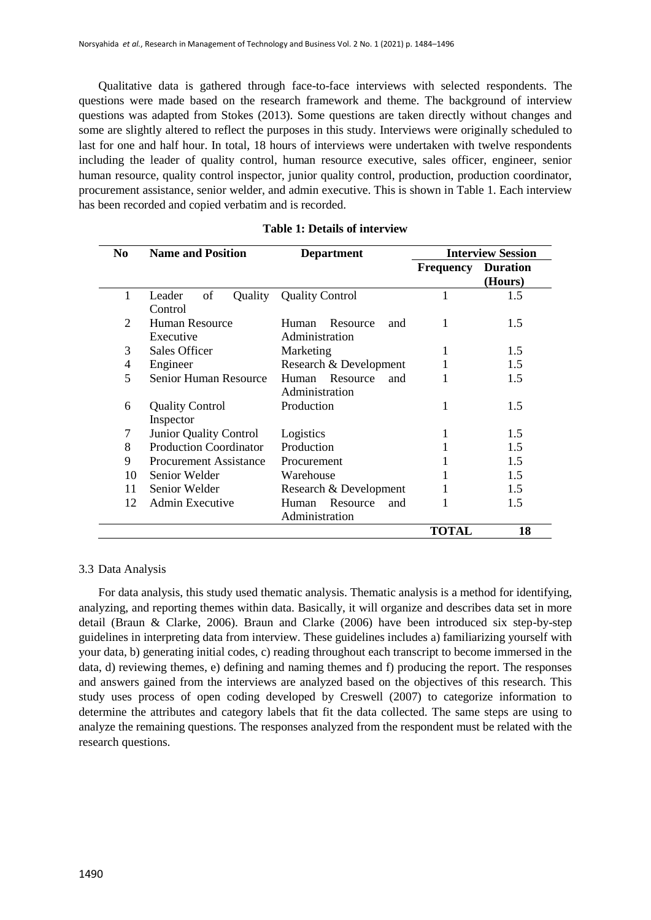Qualitative data is gathered through face-to-face interviews with selected respondents. The questions were made based on the research framework and theme. The background of interview questions was adapted from Stokes (2013). Some questions are taken directly without changes and some are slightly altered to reflect the purposes in this study. Interviews were originally scheduled to last for one and half hour. In total, 18 hours of interviews were undertaken with twelve respondents including the leader of quality control, human resource executive, sales officer, engineer, senior human resource, quality control inspector, junior quality control, production, production coordinator, procurement assistance, senior welder, and admin executive. This is shown in Table 1. Each interview has been recorded and copied verbatim and is recorded.

**Table 1: Details of interview**

| No | Name and Position | Department | Interview Session | |
|---|---|---|---|---|
| | | | **Frequency** | **Duration (Hours)** |
| 1 | Leader of Quality Control | Quality Control | 1 | 1.5 |
| 2 | Human Resource Executive | Human Resource and Administration | 1 | 1.5 |
| 3 | Sales Officer | Marketing | 1 | 1.5 |
| 4 | Engineer | Research & Development | 1 | 1.5 |
| 5 | Senior Human Resource | Human Resource and Administration | 1 | 1.5 |
| 6 | Quality Control Inspector | Production | 1 | 1.5 |
| 7 | Junior Quality Control | Logistics | 1 | 1.5 |
| 8 | Production Coordinator | Production | 1 | 1.5 |
| 9 | Procurement Assistance | Procurement | 1 | 1.5 |
| 10 | Senior Welder | Warehouse | 1 | 1.5 |
| 11 | Senior Welder | Research & Development | 1 | 1.5 |
| 12 | Admin Executive | Human Resource and Administration | 1 | 1.5 |
| | | | **TOTAL** | **18** |

### 3.3 Data Analysis

For data analysis, this study used thematic analysis. Thematic analysis is a method for identifying, analyzing, and reporting themes within data. Basically, it will organize and describes data set in more detail (Braun & Clarke, 2006). Braun and Clarke (2006) have been introduced six step-by-step guidelines in interpreting data from interview. These guidelines includes a) familiarizing yourself with your data, b) generating initial codes, c) reading throughout each transcript to become immersed in the data, d) reviewing themes, e) defining and naming themes and f) producing the report. The responses and answers gained from the interviews are analyzed based on the objectives of this research. This study uses process of open coding developed by Creswell (2007) to categorize information to determine the attributes and category labels that fit the data collected. The same steps are using to analyze the remaining questions. The responses analyzed from the respondent must be related with the research questions.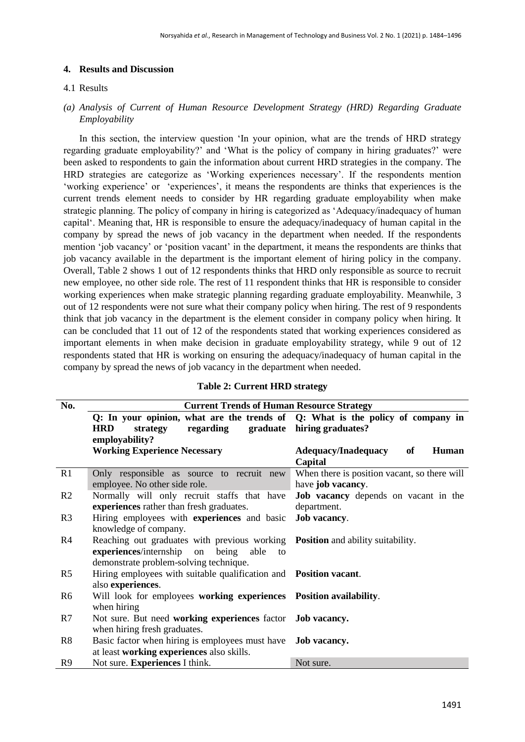## 4. Results and Discussion

### 4.1 Results

*(a) Analysis of Current of Human Resource Development Strategy (HRD) Regarding Graduate Employability*

In this section, the interview question 'In your opinion, what are the trends of HRD strategy regarding graduate employability?' and 'What is the policy of company in hiring graduates?' were been asked to respondents to gain the information about current HRD strategies in the company. The HRD strategies are categorize as 'Working experiences necessary'. If the respondents mention 'working experience' or 'experiences', it means the respondents are thinks that experiences is the current trends element needs to consider by HR regarding graduate employability when make strategic planning. The policy of company in hiring is categorized as 'Adequacy/inadequacy of human capital'. Meaning that, HR is responsible to ensure the adequacy/inadequacy of human capital in the company by spread the news of job vacancy in the department when needed. If the respondents mention 'job vacancy' or 'position vacant' in the department, it means the respondents are thinks that job vacancy available in the department is the important element of hiring policy in the company. Overall, Table 2 shows 1 out of 12 respondents thinks that HRD only responsible as source to recruit new employee, no other side role. The rest of 11 respondent thinks that HR is responsible to consider working experiences when make strategic planning regarding graduate employability. Meanwhile, 3 out of 12 respondents were not sure what their company policy when hiring. The rest of 9 respondents think that job vacancy in the department is the element consider in company policy when hiring. It can be concluded that 11 out of 12 of the respondents stated that working experiences considered as important elements in when make decision in graduate employability strategy, while 9 out of 12 respondents stated that HR is working on ensuring the adequacy/inadequacy of human capital in the company by spread the news of job vacancy in the department when needed.

**Table 2: Current HRD strategy**

| No. | **Current Trends of Human Resource Strategy** | |
|---|---|---|
| | **Q: In your opinion, what are the trends of HRD strategy regarding graduate employability?** | **Q: What is the policy of company in hiring graduates?** |
| | **Working Experience Necessary** | **Adequacy/Inadequacy of Human Capital** |
| R1 | Only responsible as source to recruit new employee. No other side role. | When there is position vacant, so there will have **job vacancy**. |
| R2 | Normally will only recruit staffs that have **experiences** rather than fresh graduates. | **Job vacancy** depends on vacant in the department. |
| R3 | Hiring employees with **experiences** and basic knowledge of company. | **Job vacancy**. |
| R4 | Reaching out graduates with previous working **experiences**/internship on being able to demonstrate problem-solving technique. | **Position** and ability suitability. |
| R5 | Hiring employees with suitable qualification and also **experiences**. | **Position vacant**. |
| R6 | Will look for employees **working experiences** when hiring | **Position availability**. |
| R7 | Not sure. But need **working experiences** factor when hiring fresh graduates. | **Job vacancy.** |
| R8 | Basic factor when hiring is employees must have at least **working experiences** also skills. | **Job vacancy.** |
| R9 | Not sure. **Experiences** I think. | Not sure. |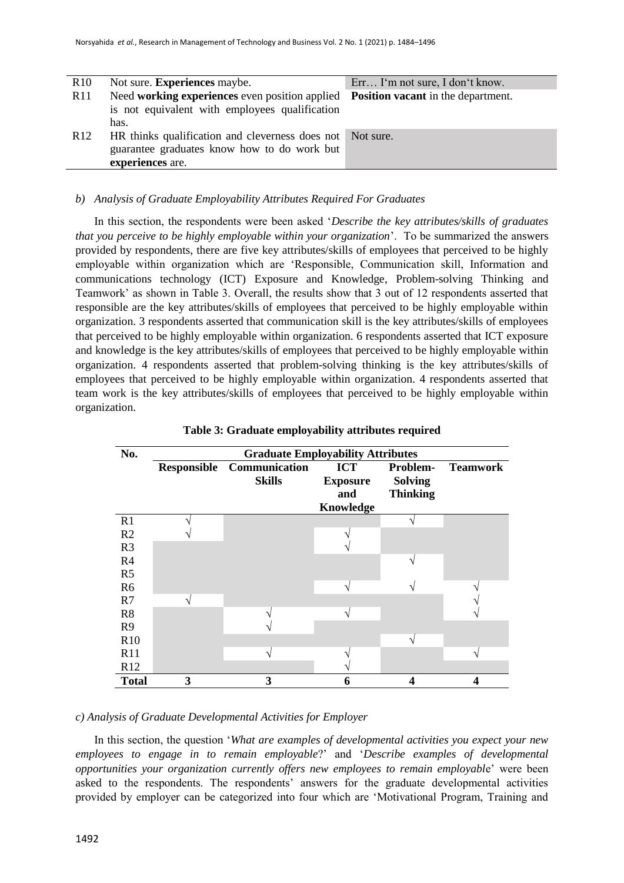| R10 | Not sure. **Experiences** maybe. | Err… I‘m not sure, I don‘t know. |
|---|---|---|
| R11 | Need **working experiences** even position applied is not equivalent with employees qualification has. | **Position vacant** in the department. |
| R12 | HR thinks qualification and cleverness does not guarantee graduates know how to do work but **experiences** are. | Not sure. |

*b) Analysis of Graduate Employability Attributes Required For Graduates*

In this section, the respondents were been asked '*Describe the key attributes/skills of graduates that you perceive to be highly employable within your organization*'. To be summarized the answers provided by respondents, there are five key attributes/skills of employees that perceived to be highly employable within organization which are 'Responsible, Communication skill, Information and communications technology (ICT) Exposure and Knowledge, Problem-solving Thinking and Teamwork' as shown in Table 3. Overall, the results show that 3 out of 12 respondents asserted that responsible are the key attributes/skills of employees that perceived to be highly employable within organization. 3 respondents asserted that communication skill is the key attributes/skills of employees that perceived to be highly employable within organization. 6 respondents asserted that ICT exposure and knowledge is the key attributes/skills of employees that perceived to be highly employable within organization. 4 respondents asserted that problem-solving thinking is the key attributes/skills of employees that perceived to be highly employable within organization. 4 respondents asserted that team work is the key attributes/skills of employees that perceived to be highly employable within organization.

**Table 3: Graduate employability attributes required**

| No. | Graduate Employability Attributes | | | | |
|---|---|---|---|---|---|
| | **Responsible** | **Communication Skills** | **ICT Exposure and Knowledge** | **Problem-Solving Thinking** | **Teamwork** |
| R1 | √ | | | √ | |
| R2 | √ | | √ | | |
| R3 | | | √ | | |
| R4 | | | | √ | |
| R5 | | | | | |
| R6 | | | √ | √ | √ |
| R7 | √ | | | | √ |
| R8 | | √ | √ | | √ |
| R9 | | √ | | | |
| R10 | | | | √ | |
| R11 | | √ | √ | | √ |
| R12 | | | √ | | |
| **Total** | **3** | **3** | **6** | **4** | **4** |

*c) Analysis of Graduate Developmental Activities for Employer*

In this section, the question '*What are examples of developmental activities you expect your new employees to engage in to remain employable*?' and '*Describe examples of developmental opportunities your organization currently offers new employees to remain employable*' were been asked to the respondents. The respondents' answers for the graduate developmental activities provided by employer can be categorized into four which are 'Motivational Program, Training and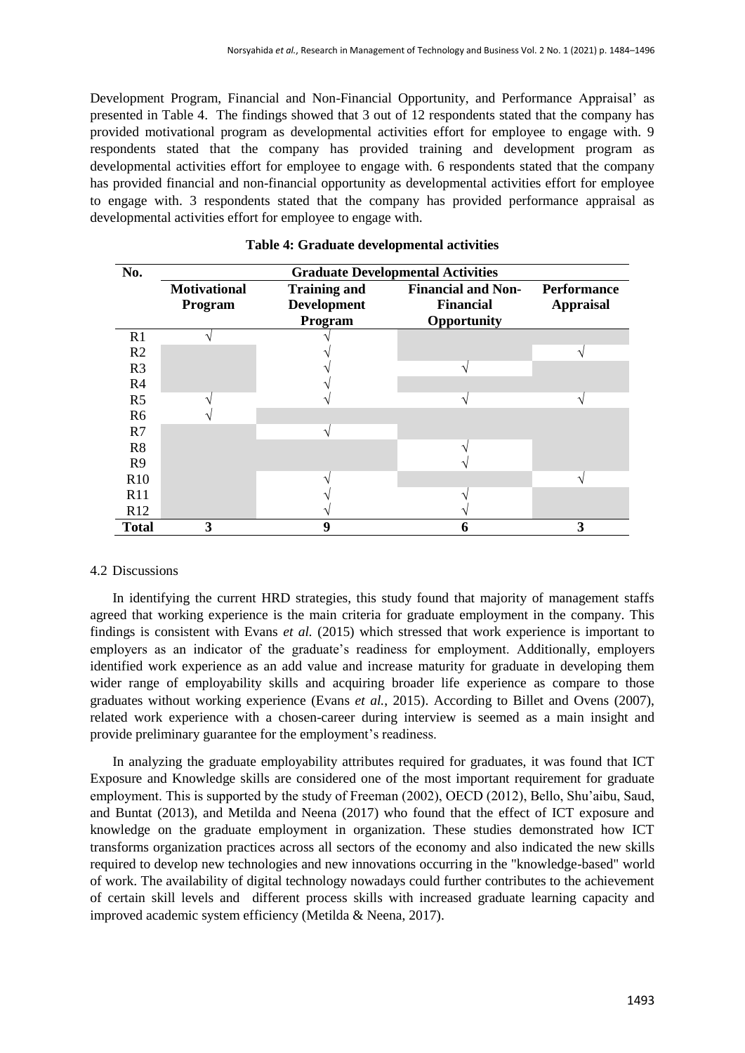Development Program, Financial and Non-Financial Opportunity, and Performance Appraisal' as presented in Table 4. The findings showed that 3 out of 12 respondents stated that the company has provided motivational program as developmental activities effort for employee to engage with. 9 respondents stated that the company has provided training and development program as developmental activities effort for employee to engage with. 6 respondents stated that the company has provided financial and non-financial opportunity as developmental activities effort for employee to engage with. 3 respondents stated that the company has provided performance appraisal as developmental activities effort for employee to engage with.

**Table 4: Graduate developmental activities**

| No. | Graduate Developmental Activities | | | |
|---|---|---|---|---|
| | **Motivational Program** | **Training and Development Program** | **Financial and Non-Financial Opportunity** | **Performance Appraisal** |
| R1 | √ | √ | | |
| R2 | | √ | | √ |
| R3 | | √ | √ | |
| R4 | | √ | | |
| R5 | √ | √ | √ | √ |
| R6 | √ | | | |
| R7 | | √ | | |
| R8 | | | √ | |
| R9 | | | √ | |
| R10 | | √ | | √ |
| R11 | | √ | √ | |
| R12 | | √ | √ | |
| **Total** | **3** | **9** | **6** | **3** |

### 4.2 Discussions

In identifying the current HRD strategies, this study found that majority of management staffs agreed that working experience is the main criteria for graduate employment in the company. This findings is consistent with Evans *et al.* (2015) which stressed that work experience is important to employers as an indicator of the graduate's readiness for employment. Additionally, employers identified work experience as an add value and increase maturity for graduate in developing them wider range of employability skills and acquiring broader life experience as compare to those graduates without working experience (Evans *et al.*, 2015). According to Billet and Ovens (2007), related work experience with a chosen-career during interview is seemed as a main insight and provide preliminary guarantee for the employment's readiness.

In analyzing the graduate employability attributes required for graduates, it was found that ICT Exposure and Knowledge skills are considered one of the most important requirement for graduate employment. This is supported by the study of Freeman (2002), OECD (2012), Bello, Shu'aibu, Saud, and Buntat (2013), and Metilda and Neena (2017) who found that the effect of ICT exposure and knowledge on the graduate employment in organization. These studies demonstrated how ICT transforms organization practices across all sectors of the economy and also indicated the new skills required to develop new technologies and new innovations occurring in the "knowledge-based" world of work. The availability of digital technology nowadays could further contributes to the achievement of certain skill levels and different process skills with increased graduate learning capacity and improved academic system efficiency (Metilda & Neena, 2017).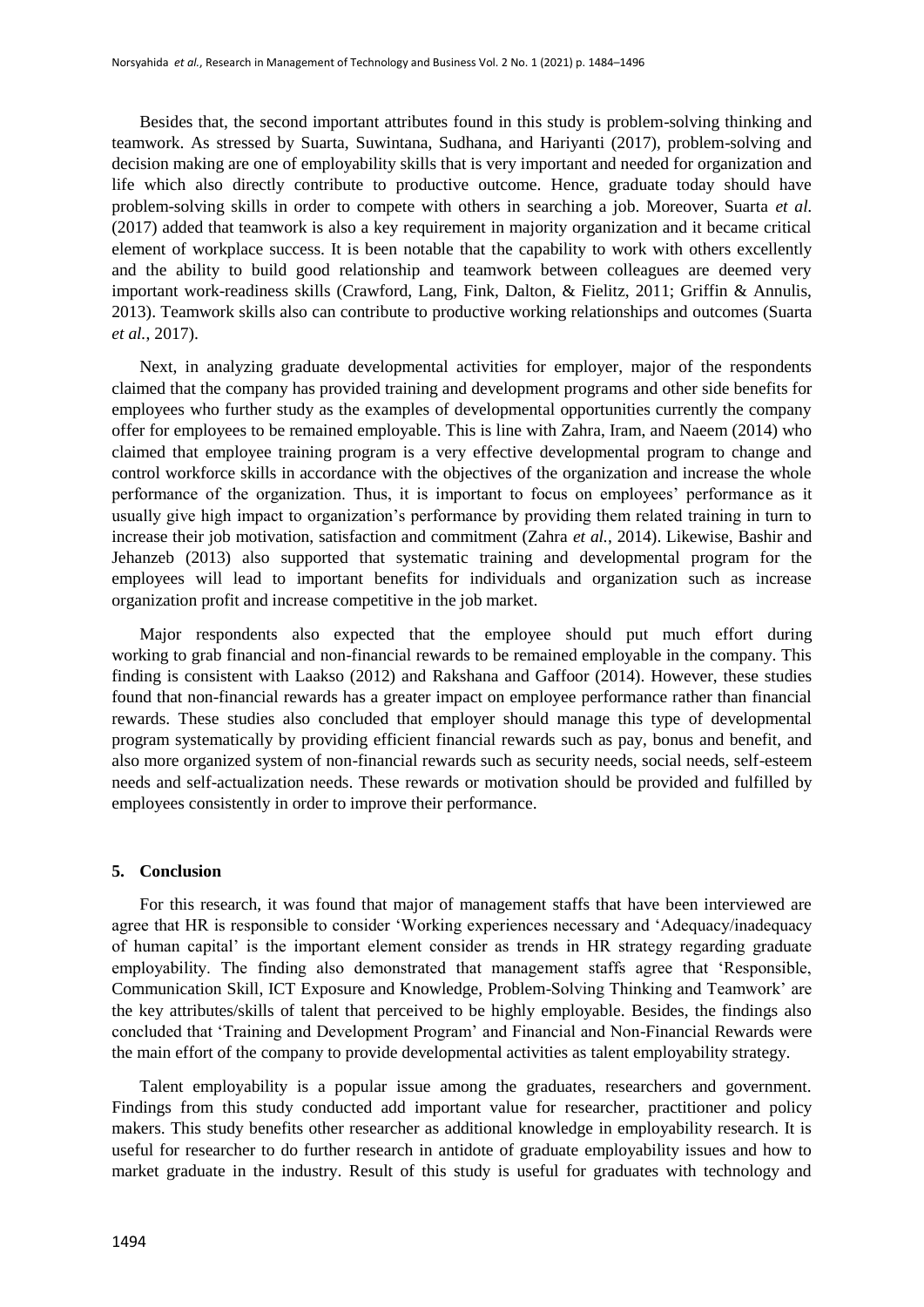Besides that, the second important attributes found in this study is problem-solving thinking and teamwork. As stressed by Suarta, Suwintana, Sudhana, and Hariyanti (2017), problem-solving and decision making are one of employability skills that is very important and needed for organization and life which also directly contribute to productive outcome. Hence, graduate today should have problem-solving skills in order to compete with others in searching a job. Moreover, Suarta *et al.* (2017) added that teamwork is also a key requirement in majority organization and it became critical element of workplace success. It is been notable that the capability to work with others excellently and the ability to build good relationship and teamwork between colleagues are deemed very important work-readiness skills (Crawford, Lang, Fink, Dalton, & Fielitz, 2011; Griffin & Annulis, 2013). Teamwork skills also can contribute to productive working relationships and outcomes (Suarta *et al.*, 2017).

Next, in analyzing graduate developmental activities for employer, major of the respondents claimed that the company has provided training and development programs and other side benefits for employees who further study as the examples of developmental opportunities currently the company offer for employees to be remained employable. This is line with Zahra, Iram, and Naeem (2014) who claimed that employee training program is a very effective developmental program to change and control workforce skills in accordance with the objectives of the organization and increase the whole performance of the organization. Thus, it is important to focus on employees' performance as it usually give high impact to organization's performance by providing them related training in turn to increase their job motivation, satisfaction and commitment (Zahra *et al.*, 2014). Likewise, Bashir and Jehanzeb (2013) also supported that systematic training and developmental program for the employees will lead to important benefits for individuals and organization such as increase organization profit and increase competitive in the job market.

Major respondents also expected that the employee should put much effort during working to grab financial and non-financial rewards to be remained employable in the company. This finding is consistent with Laakso (2012) and Rakshana and Gaffoor (2014). However, these studies found that non-financial rewards has a greater impact on employee performance rather than financial rewards. These studies also concluded that employer should manage this type of developmental program systematically by providing efficient financial rewards such as pay, bonus and benefit, and also more organized system of non-financial rewards such as security needs, social needs, self-esteem needs and self-actualization needs. These rewards or motivation should be provided and fulfilled by employees consistently in order to improve their performance.

## 5. Conclusion

For this research, it was found that major of management staffs that have been interviewed are agree that HR is responsible to consider 'Working experiences necessary and 'Adequacy/inadequacy of human capital' is the important element consider as trends in HR strategy regarding graduate employability. The finding also demonstrated that management staffs agree that 'Responsible, Communication Skill, ICT Exposure and Knowledge, Problem-Solving Thinking and Teamwork' are the key attributes/skills of talent that perceived to be highly employable. Besides, the findings also concluded that 'Training and Development Program' and Financial and Non-Financial Rewards were the main effort of the company to provide developmental activities as talent employability strategy.

Talent employability is a popular issue among the graduates, researchers and government. Findings from this study conducted add important value for researcher, practitioner and policy makers. This study benefits other researcher as additional knowledge in employability research. It is useful for researcher to do further research in antidote of graduate employability issues and how to market graduate in the industry. Result of this study is useful for graduates with technology and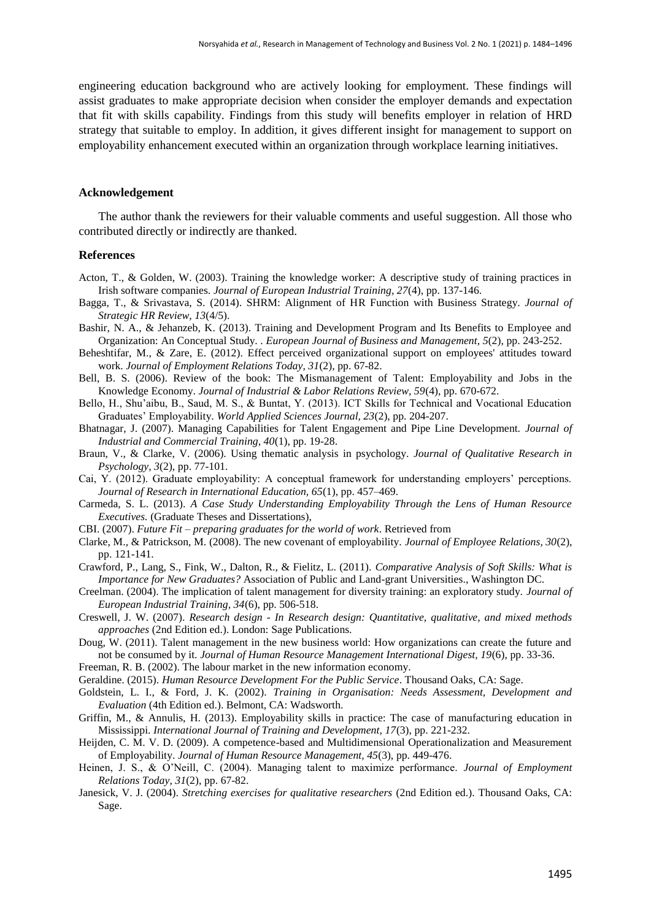engineering education background who are actively looking for employment. These findings will assist graduates to make appropriate decision when consider the employer demands and expectation that fit with skills capability. Findings from this study will benefits employer in relation of HRD strategy that suitable to employ. In addition, it gives different insight for management to support on employability enhancement executed within an organization through workplace learning initiatives.

### Acknowledgement

The author thank the reviewers for their valuable comments and useful suggestion. All those who contributed directly or indirectly are thanked.

### References

Acton, T., & Golden, W. (2003). Training the knowledge worker: A descriptive study of training practices in Irish software companies. *Journal of European Industrial Training, 27*(4), pp. 137-146.

Bagga, T., & Srivastava, S. (2014). SHRM: Alignment of HR Function with Business Strategy. *Journal of Strategic HR Review, 13*(4/5).

Bashir, N. A., & Jehanzeb, K. (2013). Training and Development Program and Its Benefits to Employee and Organization: An Conceptual Study. . *European Journal of Business and Management, 5*(2), pp. 243-252.

Beheshtifar, M., & Zare, E. (2012). Effect perceived organizational support on employees' attitudes toward work. *Journal of Employment Relations Today, 31*(2), pp. 67-82.

Bell, B. S. (2006). Review of the book: The Mismanagement of Talent: Employability and Jobs in the Knowledge Economy. *Journal of Industrial & Labor Relations Review, 59*(4), pp. 670-672.

Bello, H., Shu'aibu, B., Saud, M. S., & Buntat, Y. (2013). ICT Skills for Technical and Vocational Education Graduates' Employability. *World Applied Sciences Journal, 23*(2), pp. 204-207.

Bhatnagar, J. (2007). Managing Capabilities for Talent Engagement and Pipe Line Development. *Journal of Industrial and Commercial Training, 40*(1), pp. 19-28.

Braun, V., & Clarke, V. (2006). Using thematic analysis in psychology. *Journal of Qualitative Research in Psychology, 3*(2), pp. 77-101.

Cai, Y. (2012). Graduate employability: A conceptual framework for understanding employers' perceptions. *Journal of Research in International Education, 65*(1), pp. 457–469.

Carmeda, S. L. (2013). *A Case Study Understanding Employability Through the Lens of Human Resource Executives.* (Graduate Theses and Dissertations),

CBI. (2007). *Future Fit – preparing graduates for the world of work*. Retrieved from

Clarke, M., & Patrickson, M. (2008). The new covenant of employability. *Journal of Employee Relations, 30*(2), pp. 121-141.

Crawford, P., Lang, S., Fink, W., Dalton, R., & Fielitz, L. (2011). *Comparative Analysis of Soft Skills: What is Importance for New Graduates?* Association of Public and Land-grant Universities., Washington DC.

Creelman. (2004). The implication of talent management for diversity training: an exploratory study. *Journal of European Industrial Training, 34*(6), pp. 506-518.

Creswell, J. W. (2007). *Research design - In Research design: Quantitative, qualitative, and mixed methods approaches* (2nd Edition ed.). London: Sage Publications.

Doug, W. (2011). Talent management in the new business world: How organizations can create the future and not be consumed by it. *Journal of Human Resource Management International Digest, 19*(6), pp. 33-36.

Freeman, R. B. (2002). The labour market in the new information economy.

Geraldine. (2015). *Human Resource Development For the Public Service*. Thousand Oaks, CA: Sage.

Goldstein, L. I., & Ford, J. K. (2002). *Training in Organisation: Needs Assessment, Development and Evaluation* (4th Edition ed.). Belmont, CA: Wadsworth.

Griffin, M., & Annulis, H. (2013). Employability skills in practice: The case of manufacturing education in Mississippi. *International Journal of Training and Development, 17*(3), pp. 221-232.

Heijden, C. M. V. D. (2009). A competence-based and Multidimensional Operationalization and Measurement of Employability. *Journal of Human Resource Management, 45*(3), pp. 449-476.

Heinen, J. S., & O'Neill, C. (2004). Managing talent to maximize performance. *Journal of Employment Relations Today, 31*(2), pp. 67-82.

Janesick, V. J. (2004). *Stretching exercises for qualitative researchers* (2nd Edition ed.). Thousand Oaks, CA: Sage.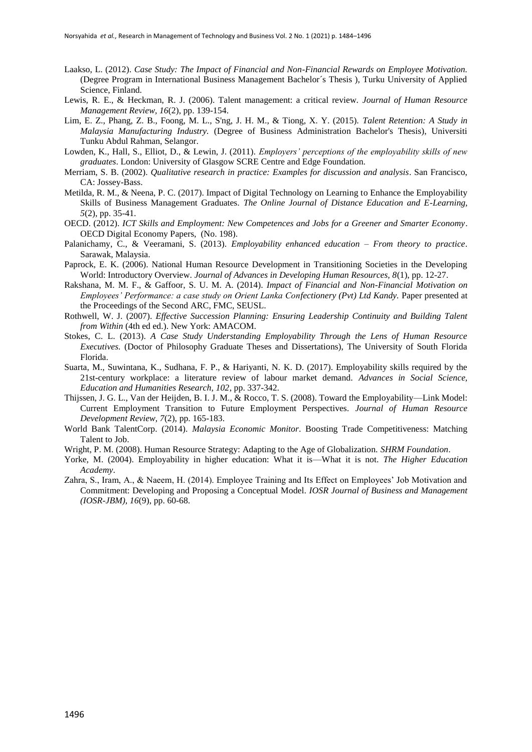Laakso, L. (2012). *Case Study: The Impact of Financial and Non-Financial Rewards on Employee Motivation.* (Degree Program in International Business Management Bachelor´s Thesis ), Turku University of Applied Science, Finland.

Lewis, R. E., & Heckman, R. J. (2006). Talent management: a critical review. *Journal of Human Resource Management Review, 16*(2), pp. 139-154.

Lim, E. Z., Phang, Z. B., Foong, M. L., S'ng, J. H. M., & Tiong, X. Y. (2015). *Talent Retention: A Study in Malaysia Manufacturing Industry.* (Degree of Business Administration Bachelor's Thesis), Universiti Tunku Abdul Rahman, Selangor.

Lowden, K., Hall, S., Elliot, D., & Lewin, J. (2011). *Employers' perceptions of the employability skills of new graduates*. London: University of Glasgow SCRE Centre and Edge Foundation.

Merriam, S. B. (2002). *Qualitative research in practice: Examples for discussion and analysis*. San Francisco, CA: Jossey-Bass.

Metilda, R. M., & Neena, P. C. (2017). Impact of Digital Technology on Learning to Enhance the Employability Skills of Business Management Graduates. *The Online Journal of Distance Education and E-Learning, 5*(2), pp. 35-41.

OECD. (2012). *ICT Skills and Employment: New Competences and Jobs for a Greener and Smarter Economy*. OECD Digital Economy Papers, (No. 198).

Palanichamy, C., & Veeramani, S. (2013). *Employability enhanced education – From theory to practice*. Sarawak, Malaysia.

Paprock, E. K. (2006). National Human Resource Development in Transitioning Societies in the Developing World: Introductory Overview. *Journal of Advances in Developing Human Resources, 8*(1), pp. 12-27.

Rakshana, M. M. F., & Gaffoor, S. U. M. A. (2014). *Impact of Financial and Non-Financial Motivation on Employees' Performance: a case study on Orient Lanka Confectionery (Pvt) Ltd Kandy.* Paper presented at the Proceedings of the Second ARC, FMC, SEUSL.

Rothwell, W. J. (2007). *Effective Succession Planning: Ensuring Leadership Continuity and Building Talent from Within* (4th ed ed.). New York: AMACOM.

Stokes, C. L. (2013). *A Case Study Understanding Employability Through the Lens of Human Resource Executives.* (Doctor of Philosophy Graduate Theses and Dissertations), The University of South Florida Florida.

Suarta, M., Suwintana, K., Sudhana, F. P., & Hariyanti, N. K. D. (2017). Employability skills required by the 21st-century workplace: a literature review of labour market demand. *Advances in Social Science, Education and Humanities Research, 102*, pp. 337-342.

Thijssen, J. G. L., Van der Heijden, B. I. J. M., & Rocco, T. S. (2008). Toward the Employability—Link Model: Current Employment Transition to Future Employment Perspectives. *Journal of Human Resource Development Review, 7*(2), pp. 165-183.

World Bank TalentCorp. (2014). *Malaysia Economic Monitor*. Boosting Trade Competitiveness: Matching Talent to Job.

Wright, P. M. (2008). Human Resource Strategy: Adapting to the Age of Globalization. *SHRM Foundation*.

Yorke, M. (2004). Employability in higher education: What it is—What it is not. *The Higher Education Academy*.

Zahra, S., Iram, A., & Naeem, H. (2014). Employee Training and Its Effect on Employees' Job Motivation and Commitment: Developing and Proposing a Conceptual Model. *IOSR Journal of Business and Management (IOSR-JBM), 16*(9), pp. 60-68.